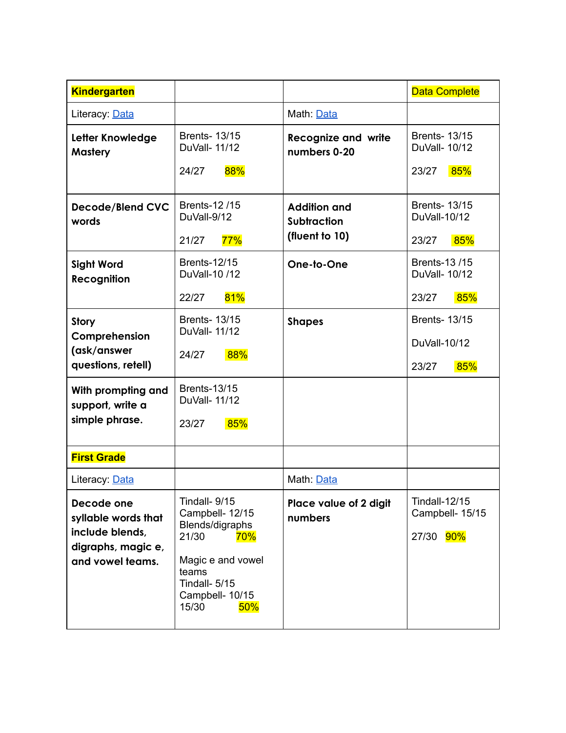| Kindergarten | | | Data Complete |
|---|---|---|---|
| Literacy: Data | | Math: Data | |
| **Letter Knowledge Mastery** | Brents- 13/15<br>DuVall- 11/12<br><br>24/27 88% | **Recognize and write numbers 0-20** | Brents- 13/15<br>DuVall- 10/12<br><br>23/27 85% |
| **Decode/Blend CVC words** | Brents-12 /15<br>DuVall-9/12<br><br>21/27 77% | **Addition and Subtraction (fluent to 10)** | Brents- 13/15<br>DuVall-10/12<br><br>23/27 85% |
| **Sight Word Recognition** | Brents-12/15<br>DuVall-10 /12<br><br>22/27 81% | **One-to-One** | Brents-13 /15<br>DuVall- 10/12<br><br>23/27 85% |
| **Story Comprehension (ask/answer questions, retell)** | Brents- 13/15<br>DuVall- 11/12<br><br>24/27 88% | **Shapes** | Brents- 13/15<br><br>DuVall-10/12<br><br>23/27 85% |
| **With prompting and support, write a simple phrase.** | Brents-13/15<br>DuVall- 11/12<br><br>23/27 85% | | |
| **First Grade** | | | |
| Literacy: Data | | Math: Data | |
| **Decode one syllable words that include blends, digraphs, magic e, and vowel teams.** | Tindall- 9/15<br>Campbell- 12/15<br>Blends/digraphs<br>21/30 70%<br><br>Magic e and vowel teams<br>Tindall- 5/15<br>Campbell- 10/15<br>15/30 50% | **Place value of 2 digit numbers** | Tindall-12/15<br>Campbell- 15/15<br><br>27/30 90% |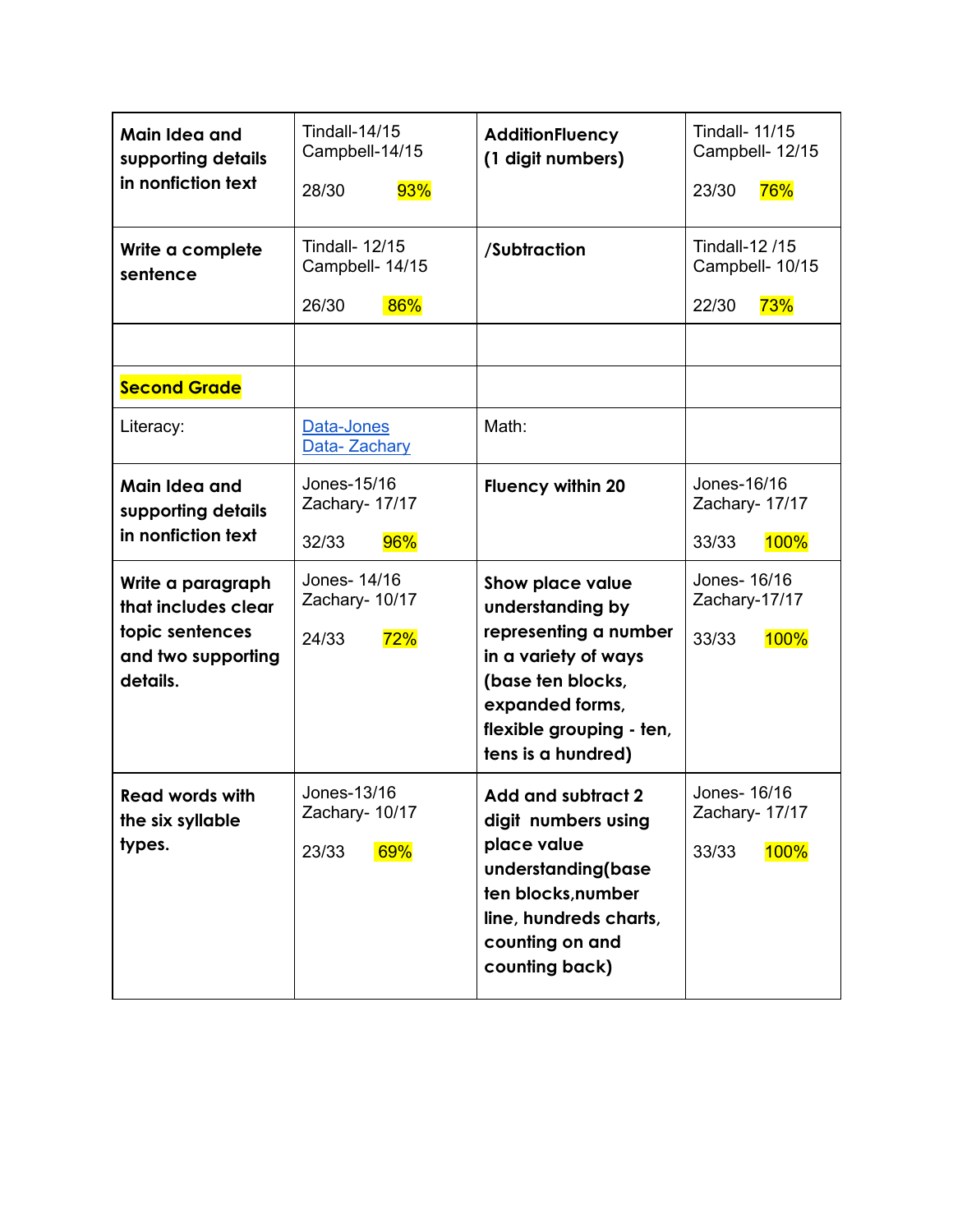| | | | |
|---|---|---|---|
| **Main Idea and supporting details in nonfiction text** | Tindall-14/15<br>Campbell-14/15<br><br>28/30 93% | **AdditionFluency (1 digit numbers)** | Tindall- 11/15<br>Campbell- 12/15<br><br>23/30 76% |
| **Write a complete sentence** | Tindall- 12/15<br>Campbell- 14/15<br><br>26/30 86% | **/Subtraction** | Tindall-12 /15<br>Campbell- 10/15<br><br>22/30 73% |
| | | | |
| **Second Grade** | | | |
| Literacy: | [Data-Jones]<br>[Data- Zachary] | Math: | |
| **Main Idea and supporting details in nonfiction text** | Jones-15/16<br>Zachary- 17/17<br><br>32/33 96% | **Fluency within 20** | Jones-16/16<br>Zachary- 17/17<br><br>33/33 100% |
| **Write a paragraph that includes clear topic sentences and two supporting details.** | Jones- 14/16<br>Zachary- 10/17<br><br>24/33 72% | **Show place value understanding by representing a number in a variety of ways (base ten blocks, expanded forms, flexible grouping - ten, tens is a hundred)** | Jones- 16/16<br>Zachary-17/17<br><br>33/33 100% |
| **Read words with the six syllable types.** | Jones-13/16<br>Zachary- 10/17<br><br>23/33 69% | **Add and subtract 2 digit numbers using place value understanding(base ten blocks,number line, hundreds charts, counting on and counting back)** | Jones- 16/16<br>Zachary- 17/17<br><br>33/33 100% |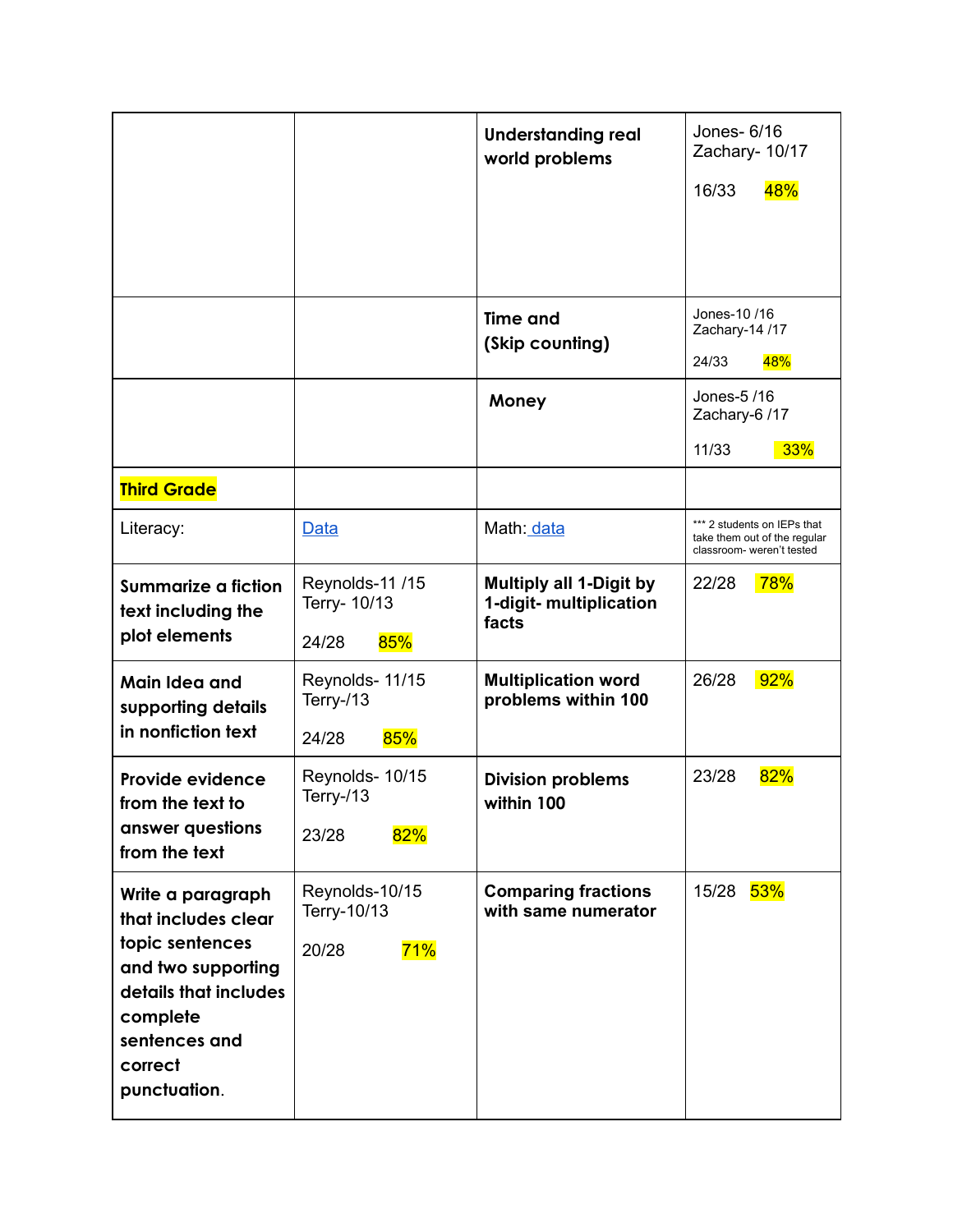| | | | |
|---|---|---|---|
| | | **Understanding real world problems** | Jones- 6/16<br>Zachary- 10/17<br><br>16/33 48% |
| | | **Time and (Skip counting)** | Jones-10 /16<br>Zachary-14 /17<br><br>24/33 48% |
| | | **Money** | Jones-5 /16<br>Zachary-6 /17<br><br>11/33 33% |
| **Third Grade** | | | |
| Literacy: | Data | Math: data | *** 2 students on IEPs that take them out of the regular classroom- weren't tested |
| **Summarize a fiction text including the plot elements** | Reynolds-11 /15<br>Terry- 10/13<br><br>24/28 85% | **Multiply all 1-Digit by 1-digit- multiplication facts** | 22/28 78% |
| **Main Idea and supporting details in nonfiction text** | Reynolds- 11/15<br>Terry-/13<br><br>24/28 85% | **Multiplication word problems within 100** | 26/28 92% |
| **Provide evidence from the text to answer questions from the text** | Reynolds- 10/15<br>Terry-/13<br><br>23/28 82% | **Division problems within 100** | 23/28 82% |
| **Write a paragraph that includes clear topic sentences and two supporting details that includes complete sentences and correct punctuation.** | Reynolds-10/15<br>Terry-10/13<br><br>20/28 71% | **Comparing fractions with same numerator** | 15/28 53% |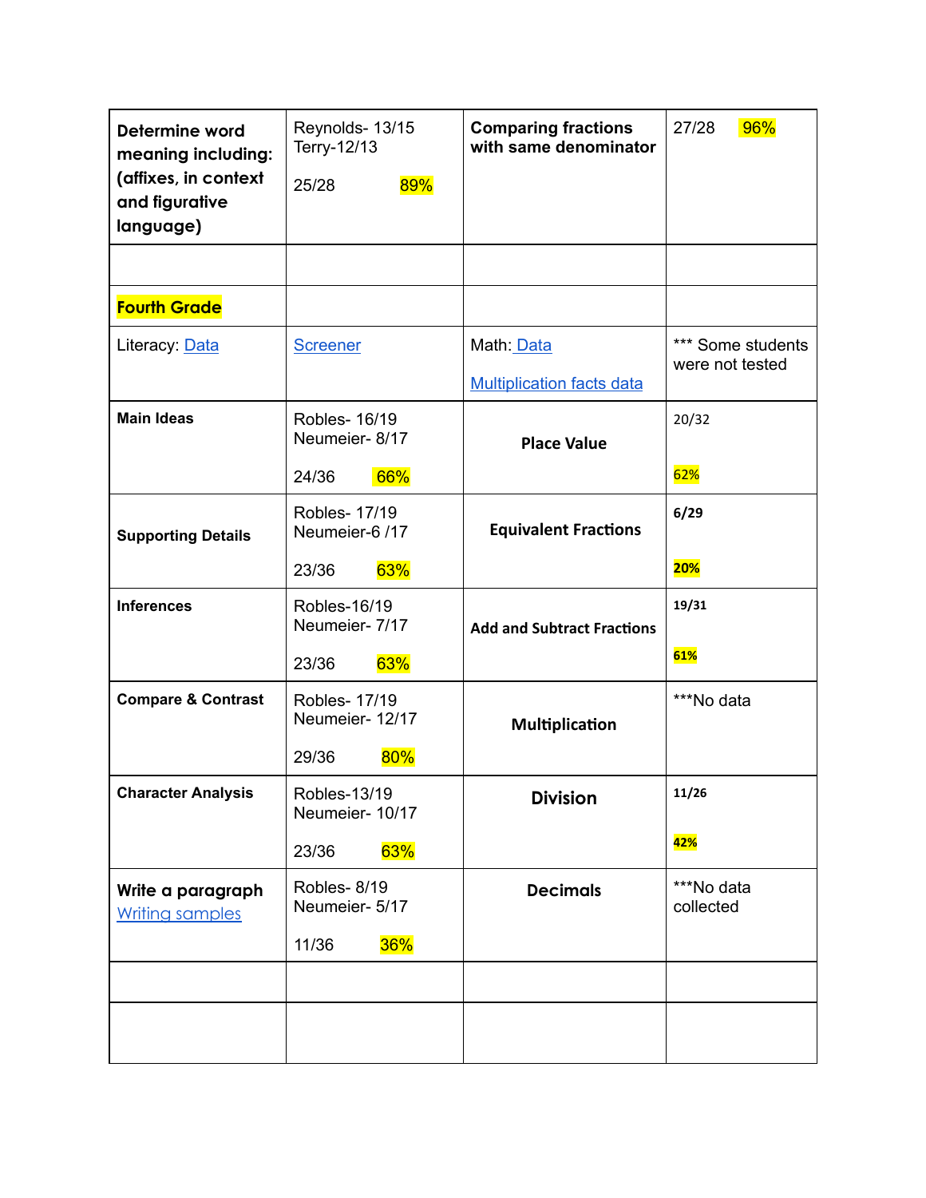| | | | |
|---|---|---|---|
| **Determine word meaning including: (affixes, in context and figurative language)** | Reynolds- 13/15<br>Terry-12/13<br><br>25/28 89% | **Comparing fractions with same denominator** | 27/28 96% |
| | | | |
| **Fourth Grade** | | | |
| Literacy: Data | Screener | Math: Data<br><br>Multiplication facts data | *** Some students were not tested |
| **Main Ideas** | Robles- 16/19<br>Neumeier- 8/17<br><br>24/36 66% | **Place Value** | 20/32<br><br>62% |
| **Supporting Details** | Robles- 17/19<br>Neumeier-6 /17<br><br>23/36 63% | **Equivalent Fractions** | **6/29**<br><br>**20%** |
| **Inferences** | Robles-16/19<br>Neumeier- 7/17<br><br>23/36 63% | **Add and Subtract Fractions** | **19/31**<br><br>**61%** |
| **Compare & Contrast** | Robles- 17/19<br>Neumeier- 12/17<br><br>29/36 80% | **Multiplication** | ***No data |
| **Character Analysis** | Robles-13/19<br>Neumeier- 10/17<br><br>23/36 63% | **Division** | **11/26**<br><br>**42%** |
| **Write a paragraph**<br>Writing samples | Robles- 8/19<br>Neumeier- 5/17<br><br>11/36 36% | **Decimals** | ***No data collected |
| | | | |
| | | | |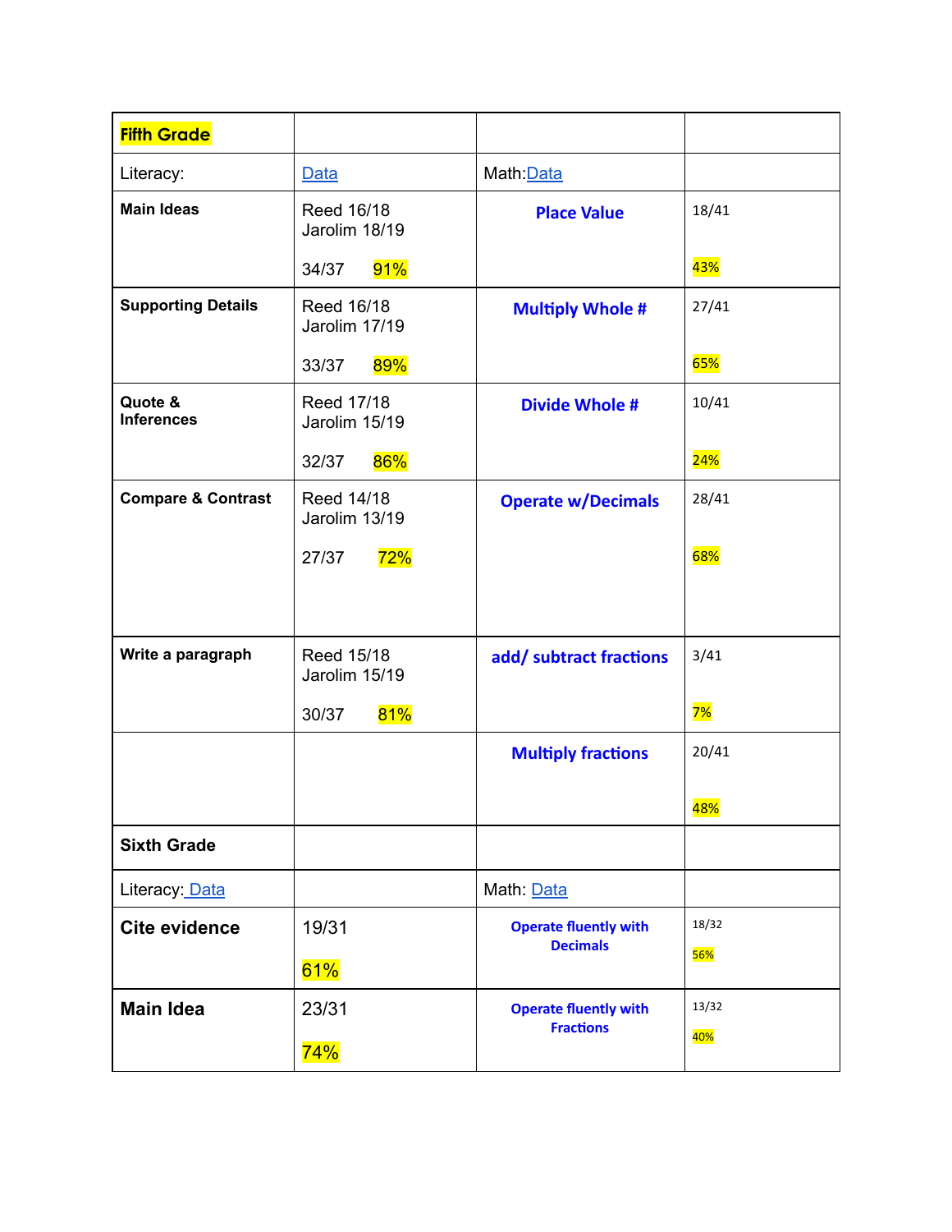| Fifth Grade | | | |
|---|---|---|---|
| Literacy: | Data | Math: Data | |
| **Main Ideas** | Reed 16/18<br>Jarolim 18/19<br><br>34/37 91% | **Place Value** | 18/41<br><br>43% |
| **Supporting Details** | Reed 16/18<br>Jarolim 17/19<br><br>33/37 89% | **Multiply Whole #** | 27/41<br><br>65% |
| **Quote & Inferences** | Reed 17/18<br>Jarolim 15/19<br><br>32/37 86% | **Divide Whole #** | 10/41<br><br>24% |
| **Compare & Contrast** | Reed 14/18<br>Jarolim 13/19<br><br>27/37 72% | **Operate w/Decimals** | 28/41<br><br>68% |
| **Write a paragraph** | Reed 15/18<br>Jarolim 15/19<br><br>30/37 81% | **add/ subtract fractions** | 3/41<br><br>7% |
| | | **Multiply fractions** | 20/41<br><br>48% |
| **Sixth Grade** | | | |
| Literacy: Data | | Math: Data | |
| **Cite evidence** | 19/31<br><br>61% | **Operate fluently with Decimals** | 18/32<br><br>56% |
| **Main Idea** | 23/31<br><br>74% | **Operate fluently with Fractions** | 13/32<br><br>40% |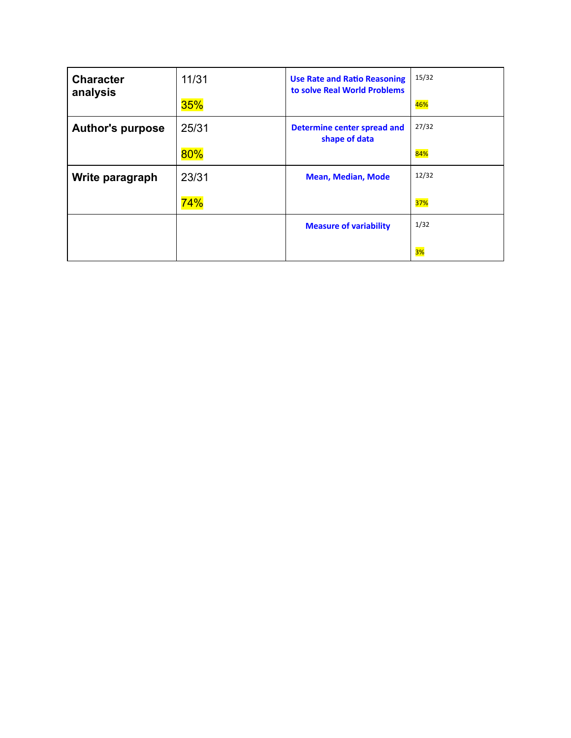| | | | |
|---|---|---|---|
| **Character analysis** | 11/31<br><br>35% | **Use Rate and Ratio Reasoning to solve Real World Problems** | 15/32<br><br>46% |
| **Author's purpose** | 25/31<br><br>80% | **Determine center spread and shape of data** | 27/32<br><br>84% |
| **Write paragraph** | 23/31<br><br>74% | **Mean, Median, Mode** | 12/32<br><br>37% |
| | | **Measure of variability** | 1/32<br><br>3% |